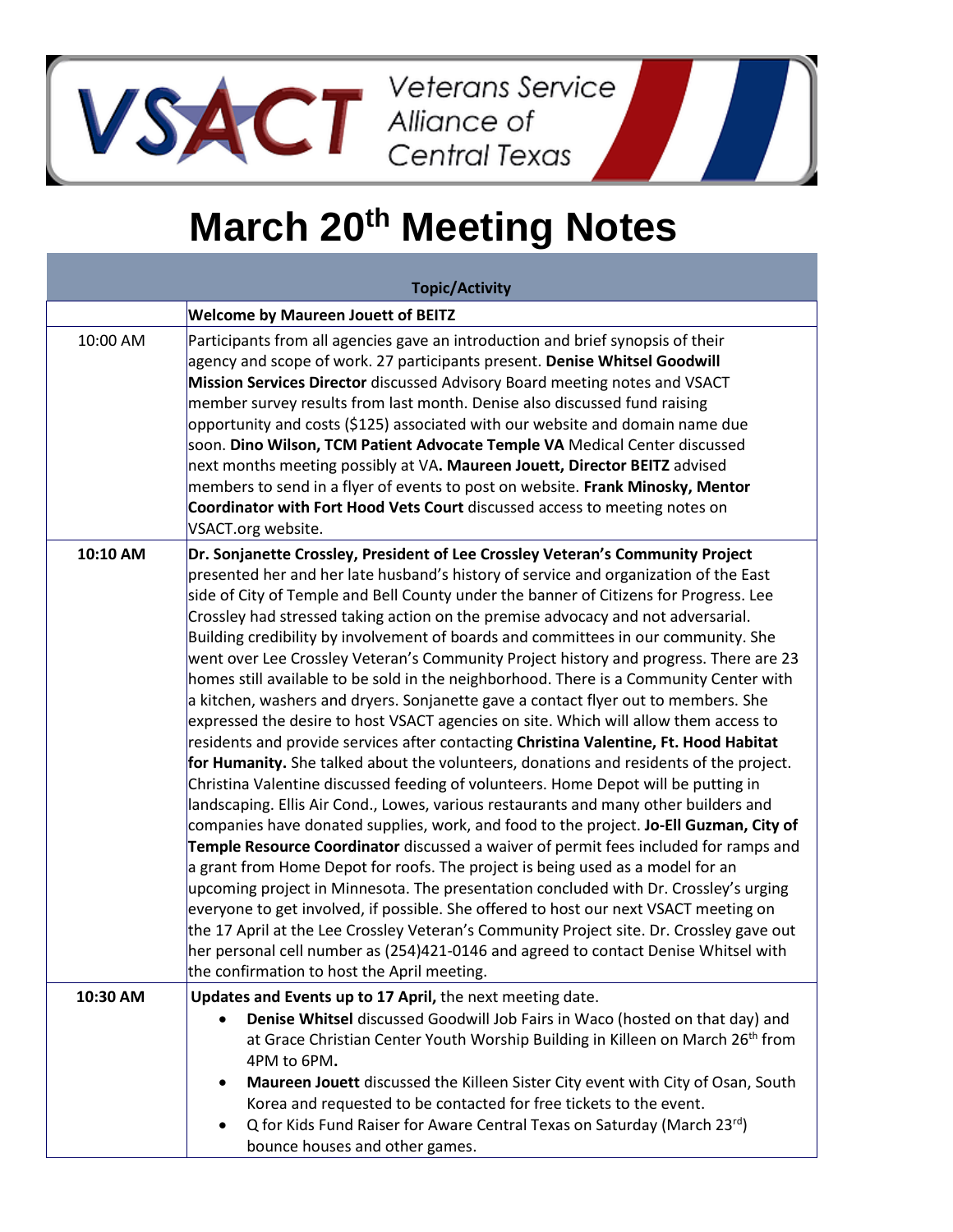Veterans Service Alliance of Central Texas

# March 20th Meeting Notes

| | Topic/Activity |
|---|---|
| | **Welcome by Maureen Jouett of BEITZ** |
| 10:00 AM | Participants from all agencies gave an introduction and brief synopsis of their agency and scope of work. 27 participants present. **Denise Whitsel Goodwill Mission Services Director** discussed Advisory Board meeting notes and VSACT member survey results from last month. Denise also discussed fund raising opportunity and costs ($125) associated with our website and domain name due soon. **Dino Wilson, TCM Patient Advocate Temple VA** Medical Center discussed next months meeting possibly at VA**. Maureen Jouett, Director BEITZ** advised members to send in a flyer of events to post on website. **Frank Minosky, Mentor Coordinator with Fort Hood Vets Court** discussed access to meeting notes on VSACT.org website. |
| **10:10 AM** | **Dr. Sonjanette Crossley, President of Lee Crossley Veteran's Community Project** presented her and her late husband's history of service and organization of the East side of City of Temple and Bell County under the banner of Citizens for Progress. Lee Crossley had stressed taking action on the premise advocacy and not adversarial. Building credibility by involvement of boards and committees in our community. She went over Lee Crossley Veteran's Community Project history and progress. There are 23 homes still available to be sold in the neighborhood. There is a Community Center with a kitchen, washers and dryers. Sonjanette gave a contact flyer out to members. She expressed the desire to host VSACT agencies on site. Which will allow them access to residents and provide services after contacting **Christina Valentine, Ft. Hood Habitat for Humanity.** She talked about the volunteers, donations and residents of the project. Christina Valentine discussed feeding of volunteers. Home Depot will be putting in landscaping. Ellis Air Cond., Lowes, various restaurants and many other builders and companies have donated supplies, work, and food to the project. **Jo-Ell Guzman, City of Temple Resource Coordinator** discussed a waiver of permit fees included for ramps and a grant from Home Depot for roofs. The project is being used as a model for an upcoming project in Minnesota. The presentation concluded with Dr. Crossley's urging everyone to get involved, if possible. She offered to host our next VSACT meeting on the 17 April at the Lee Crossley Veteran's Community Project site. Dr. Crossley gave out her personal cell number as (254)421-0146 and agreed to contact Denise Whitsel with the confirmation to host the April meeting. |
| **10:30 AM** | **Updates and Events up to 17 April,** the next meeting date.<br>• **Denise Whitsel** discussed Goodwill Job Fairs in Waco (hosted on that day) and at Grace Christian Center Youth Worship Building in Killeen on March 26th from 4PM to 6PM**.**<br>• **Maureen Jouett** discussed the Killeen Sister City event with City of Osan, South Korea and requested to be contacted for free tickets to the event.<br>• Q for Kids Fund Raiser for Aware Central Texas on Saturday (March 23rd) bounce houses and other games. |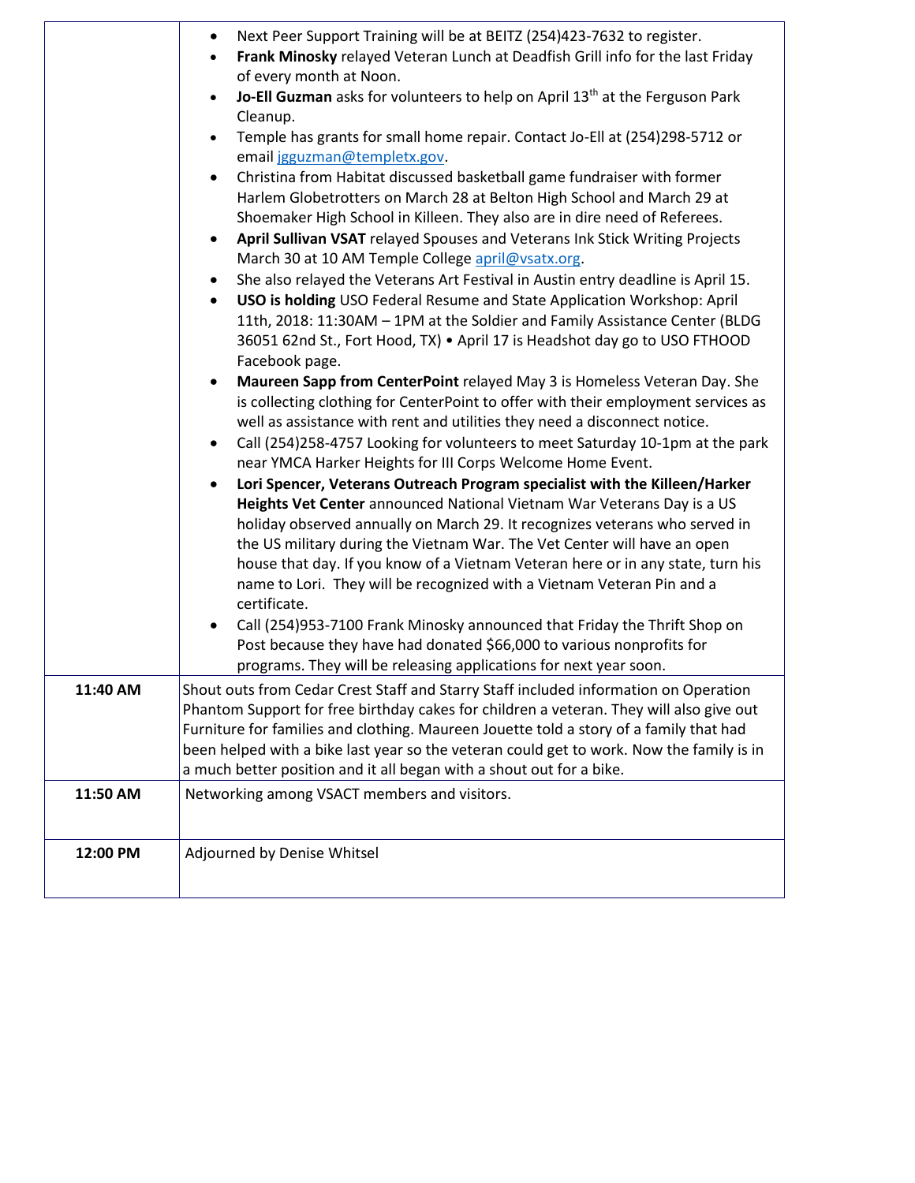| | |
|---|---|
| | • Next Peer Support Training will be at BEITZ (254)423-7632 to register.<br>• **Frank Minosky** relayed Veteran Lunch at Deadfish Grill info for the last Friday of every month at Noon.<br>• **Jo-Ell Guzman** asks for volunteers to help on April 13th at the Ferguson Park Cleanup.<br>• Temple has grants for small home repair. Contact Jo-Ell at (254)298-5712 or email jgguzman@templetx.gov.<br>• Christina from Habitat discussed basketball game fundraiser with former Harlem Globetrotters on March 28 at Belton High School and March 29 at Shoemaker High School in Killeen. They also are in dire need of Referees.<br>• **April Sullivan VSAT** relayed Spouses and Veterans Ink Stick Writing Projects March 30 at 10 AM Temple College april@vsatx.org.<br>• She also relayed the Veterans Art Festival in Austin entry deadline is April 15.<br>• **USO is holding** USO Federal Resume and State Application Workshop: April 11th, 2018: 11:30AM – 1PM at the Soldier and Family Assistance Center (BLDG 36051 62nd St., Fort Hood, TX) • April 17 is Headshot day go to USO FTHOOD Facebook page.<br>• **Maureen Sapp from CenterPoint** relayed May 3 is Homeless Veteran Day. She is collecting clothing for CenterPoint to offer with their employment services as well as assistance with rent and utilities they need a disconnect notice.<br>• Call (254)258-4757 Looking for volunteers to meet Saturday 10-1pm at the park near YMCA Harker Heights for III Corps Welcome Home Event.<br>• **Lori Spencer, Veterans Outreach Program specialist with the Killeen/Harker Heights Vet Center** announced National Vietnam War Veterans Day is a US holiday observed annually on March 29. It recognizes veterans who served in the US military during the Vietnam War. The Vet Center will have an open house that day. If you know of a Vietnam Veteran here or in any state, turn his name to Lori. They will be recognized with a Vietnam Veteran Pin and a certificate.<br>• Call (254)953-7100 Frank Minosky announced that Friday the Thrift Shop on Post because they have had donated $66,000 to various nonprofits for programs. They will be releasing applications for next year soon. |
| **11:40 AM** | Shout outs from Cedar Crest Staff and Starry Staff included information on Operation Phantom Support for free birthday cakes for children a veteran. They will also give out Furniture for families and clothing. Maureen Jouette told a story of a family that had been helped with a bike last year so the veteran could get to work. Now the family is in a much better position and it all began with a shout out for a bike. |
| **11:50 AM** | Networking among VSACT members and visitors. |
| **12:00 PM** | Adjourned by Denise Whitsel |